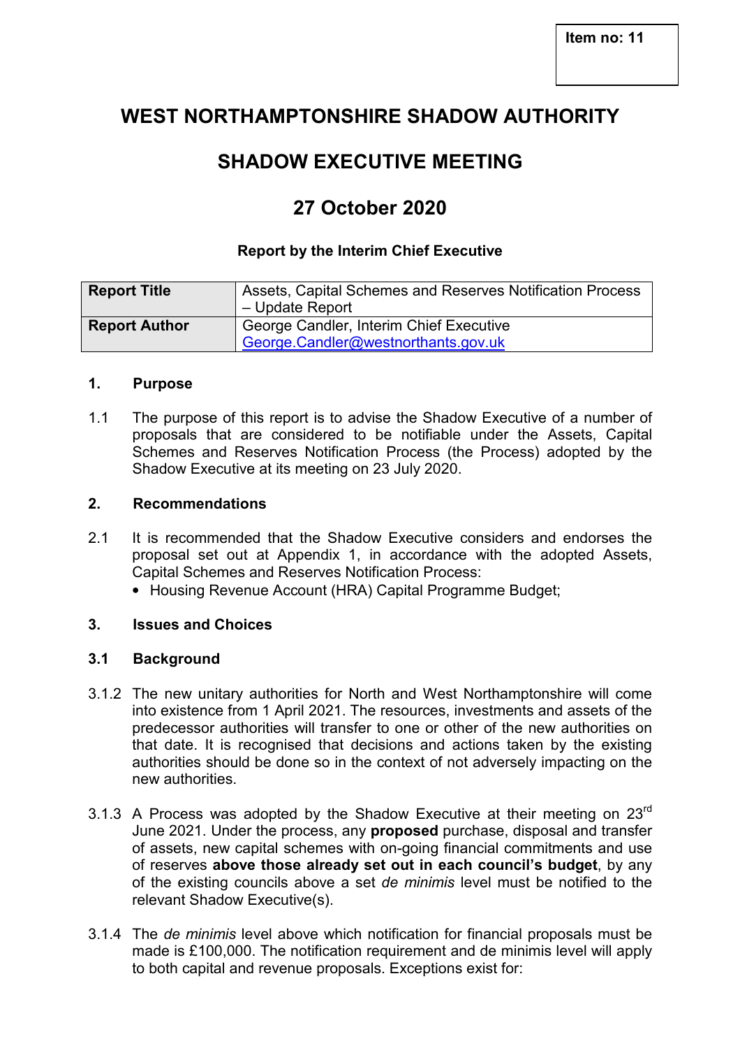Item no: 11

# WEST NORTHAMPTONSHIRE SHADOW AUTHORITY

# SHADOW EXECUTIVE MEETING

# 27 October 2020

### Report by the Interim Chief Executive

| **Report Title** | Assets, Capital Schemes and Reserves Notification Process – Update Report |
|---|---|
| **Report Author** | George Candler, Interim Chief Executive<br>George.Candler@westnorthants.gov.uk |

## 1. Purpose

1.1 The purpose of this report is to advise the Shadow Executive of a number of proposals that are considered to be notifiable under the Assets, Capital Schemes and Reserves Notification Process (the Process) adopted by the Shadow Executive at its meeting on 23 July 2020.

## 2. Recommendations

2.1 It is recommended that the Shadow Executive considers and endorses the proposal set out at Appendix 1, in accordance with the adopted Assets, Capital Schemes and Reserves Notification Process:

- Housing Revenue Account (HRA) Capital Programme Budget;

## 3. Issues and Choices

### 3.1 Background

3.1.2 The new unitary authorities for North and West Northamptonshire will come into existence from 1 April 2021. The resources, investments and assets of the predecessor authorities will transfer to one or other of the new authorities on that date. It is recognised that decisions and actions taken by the existing authorities should be done so in the context of not adversely impacting on the new authorities.

3.1.3 A Process was adopted by the Shadow Executive at their meeting on 23rd June 2021. Under the process, any **proposed** purchase, disposal and transfer of assets, new capital schemes with on-going financial commitments and use of reserves **above those already set out in each council's budget**, by any of the existing councils above a set *de minimis* level must be notified to the relevant Shadow Executive(s).

3.1.4 The *de minimis* level above which notification for financial proposals must be made is £100,000. The notification requirement and de minimis level will apply to both capital and revenue proposals. Exceptions exist for: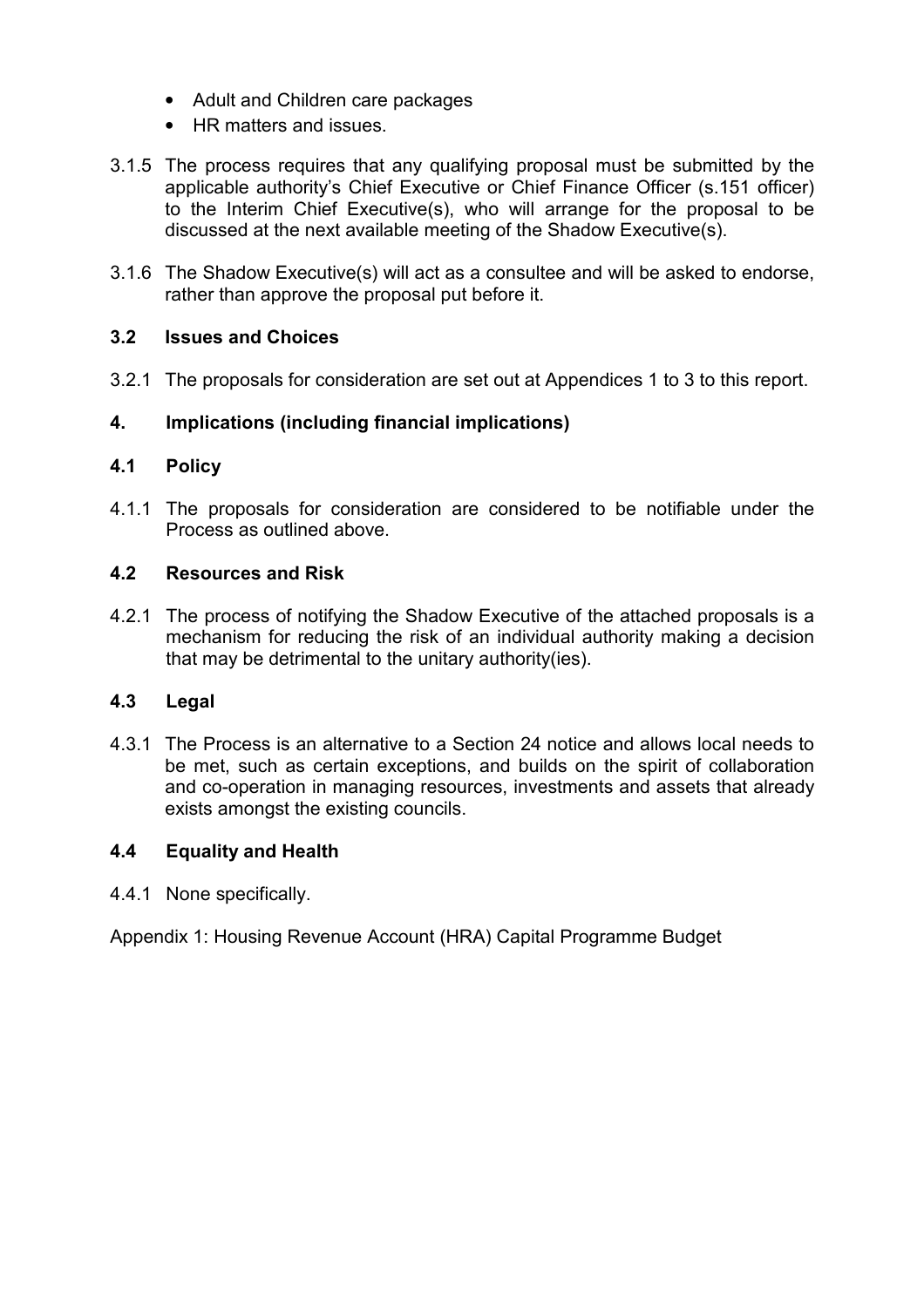- Adult and Children care packages
- HR matters and issues.

3.1.5 The process requires that any qualifying proposal must be submitted by the applicable authority's Chief Executive or Chief Finance Officer (s.151 officer) to the Interim Chief Executive(s), who will arrange for the proposal to be discussed at the next available meeting of the Shadow Executive(s).

3.1.6 The Shadow Executive(s) will act as a consultee and will be asked to endorse, rather than approve the proposal put before it.

### 3.2 Issues and Choices

3.2.1 The proposals for consideration are set out at Appendices 1 to 3 to this report.

## 4. Implications (including financial implications)

### 4.1 Policy

4.1.1 The proposals for consideration are considered to be notifiable under the Process as outlined above.

### 4.2 Resources and Risk

4.2.1 The process of notifying the Shadow Executive of the attached proposals is a mechanism for reducing the risk of an individual authority making a decision that may be detrimental to the unitary authority(ies).

### 4.3 Legal

4.3.1 The Process is an alternative to a Section 24 notice and allows local needs to be met, such as certain exceptions, and builds on the spirit of collaboration and co-operation in managing resources, investments and assets that already exists amongst the existing councils.

### 4.4 Equality and Health

4.4.1 None specifically.

Appendix 1: Housing Revenue Account (HRA) Capital Programme Budget